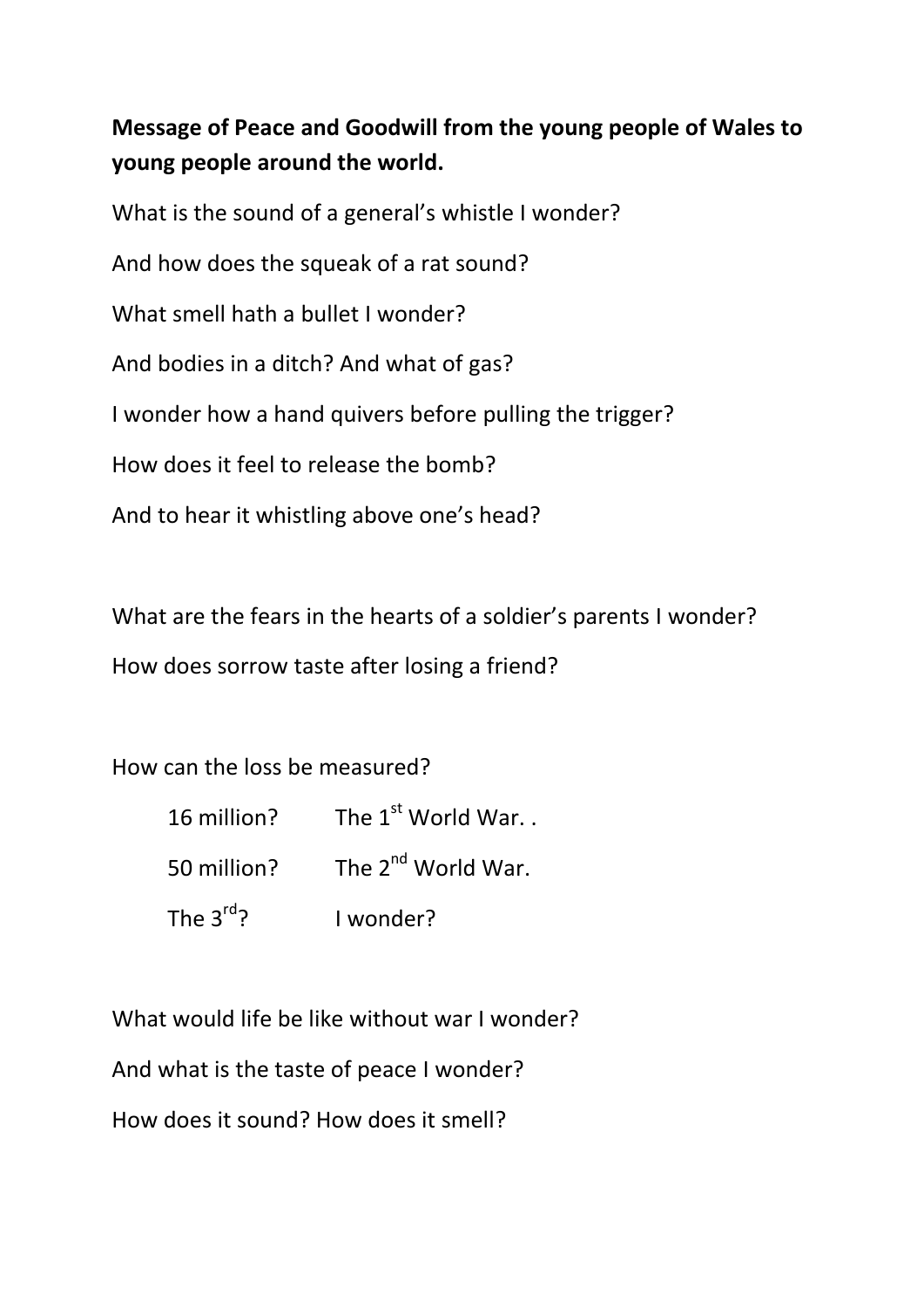**Message of Peace and Goodwill from the young people of Wales to young people around the world.**

What is the sound of a general's whistle I wonder?

And how does the squeak of a rat sound?

What smell hath a bullet I wonder?

And bodies in a ditch? And what of gas?

I wonder how a hand quivers before pulling the trigger?

How does it feel to release the bomb?

And to hear it whistling above one's head?

What are the fears in the hearts of a soldier's parents I wonder?

How does sorrow taste after losing a friend?

How can the loss be measured?

| | |
|---|---|
| 16 million? | The 1st World War. . |
| 50 million? | The 2nd World War. |
| The 3rd? | I wonder? |

What would life be like without war I wonder?

And what is the taste of peace I wonder?

How does it sound? How does it smell?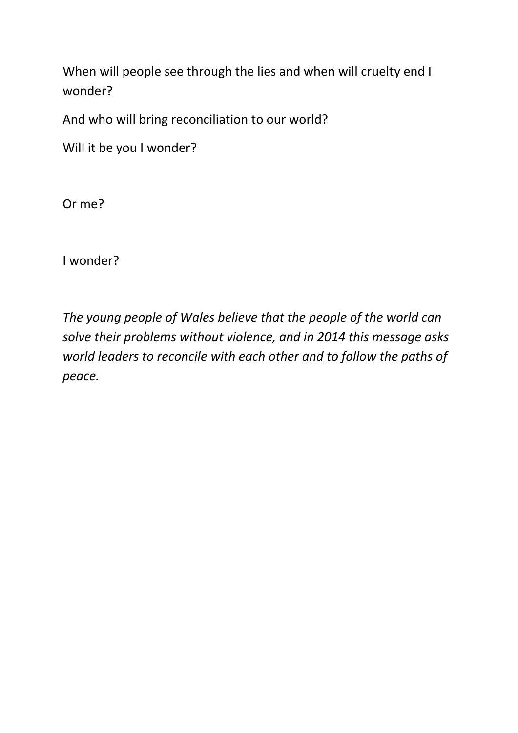When will people see through the lies and when will cruelty end I wonder?

And who will bring reconciliation to our world?

Will it be you I wonder?

Or me?

I wonder?

*The young people of Wales believe that the people of the world can solve their problems without violence, and in 2014 this message asks world leaders to reconcile with each other and to follow the paths of peace.*